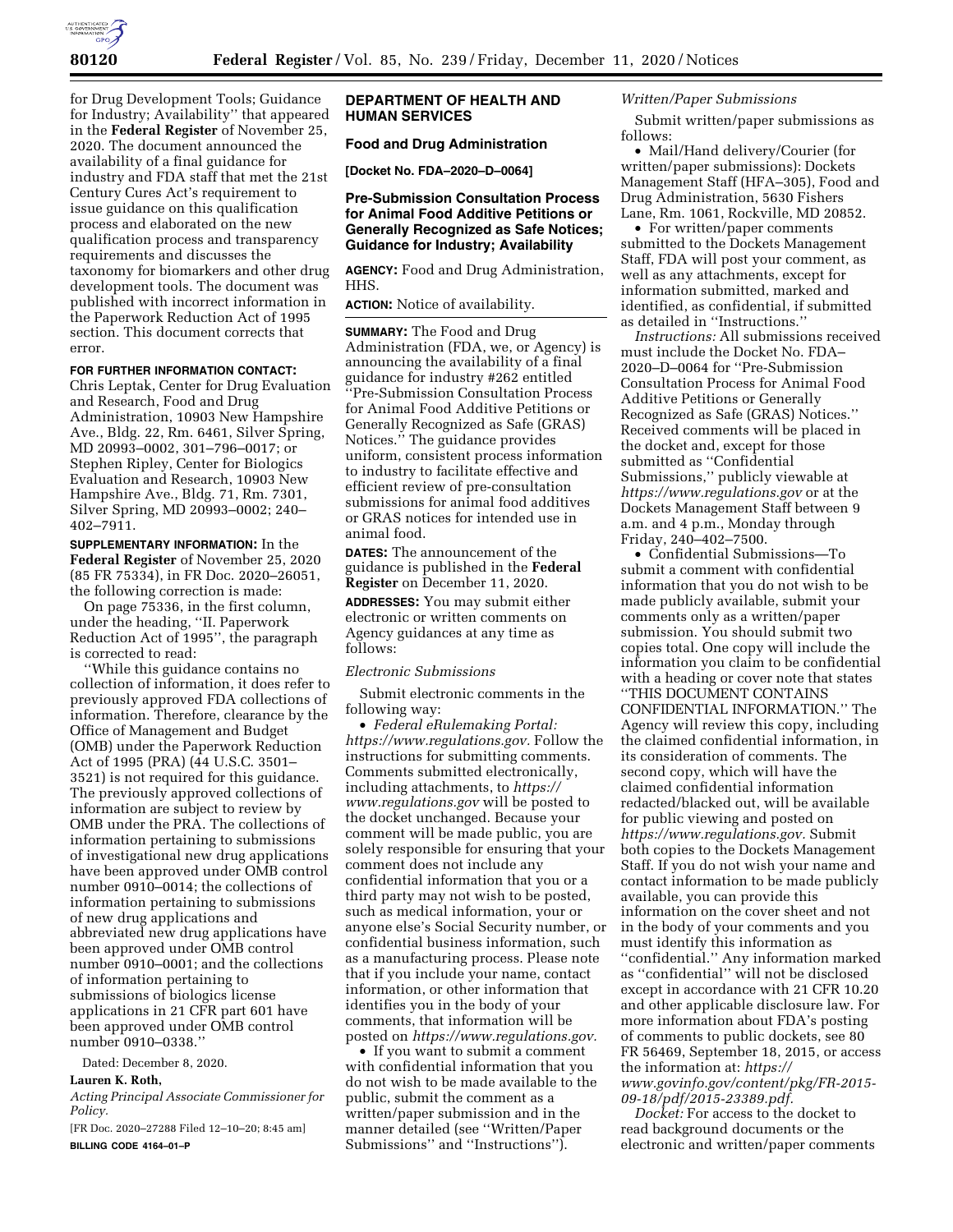for Drug Development Tools; Guidance for Industry; Availability'' that appeared in the **Federal Register** of November 25, 2020. The document announced the availability of a final guidance for industry and FDA staff that met the 21st Century Cures Act's requirement to issue guidance on this qualification process and elaborated on the new qualification process and transparency requirements and discusses the taxonomy for biomarkers and other drug development tools. The document was published with incorrect information in the Paperwork Reduction Act of 1995 section. This document corrects that error.

**FOR FURTHER INFORMATION CONTACT:** Chris Leptak, Center for Drug Evaluation and Research, Food and Drug Administration, 10903 New Hampshire Ave., Bldg. 22, Rm. 6461, Silver Spring, MD 20993–0002, 301–796–0017; or Stephen Ripley, Center for Biologics Evaluation and Research, 10903 New Hampshire Ave., Bldg. 71, Rm. 7301, Silver Spring, MD 20993–0002; 240–402–7911.

**SUPPLEMENTARY INFORMATION:** In the **Federal Register** of November 25, 2020 (85 FR 75334), in FR Doc. 2020–26051, the following correction is made:

On page 75336, in the first column, under the heading, ''II. Paperwork Reduction Act of 1995'', the paragraph is corrected to read:

''While this guidance contains no collection of information, it does refer to previously approved FDA collections of information. Therefore, clearance by the Office of Management and Budget (OMB) under the Paperwork Reduction Act of 1995 (PRA) (44 U.S.C. 3501–3521) is not required for this guidance. The previously approved collections of information are subject to review by OMB under the PRA. The collections of information pertaining to submissions of investigational new drug applications have been approved under OMB control number 0910–0014; the collections of information pertaining to submissions of new drug applications and abbreviated new drug applications have been approved under OMB control number 0910–0001; and the collections of information pertaining to submissions of biologics license applications in 21 CFR part 601 have been approved under OMB control number 0910–0338.''

Dated: December 8, 2020.

**Lauren K. Roth,**

*Acting Principal Associate Commissioner for Policy.*

[FR Doc. 2020–27288 Filed 12–10–20; 8:45 am]

**BILLING CODE 4164–01–P**

## DEPARTMENT OF HEALTH AND HUMAN SERVICES

### Food and Drug Administration

**[Docket No. FDA–2020–D–0064]**

### Pre-Submission Consultation Process for Animal Food Additive Petitions or Generally Recognized as Safe Notices; Guidance for Industry; Availability

**AGENCY:** Food and Drug Administration, HHS.

**ACTION:** Notice of availability.

**SUMMARY:** The Food and Drug Administration (FDA, we, or Agency) is announcing the availability of a final guidance for industry #262 entitled ''Pre-Submission Consultation Process for Animal Food Additive Petitions or Generally Recognized as Safe (GRAS) Notices.'' The guidance provides uniform, consistent process information to industry to facilitate effective and efficient review of pre-consultation submissions for animal food additives or GRAS notices for intended use in animal food.

**DATES:** The announcement of the guidance is published in the **Federal Register** on December 11, 2020.

**ADDRESSES:** You may submit either electronic or written comments on Agency guidances at any time as follows:

*Electronic Submissions*

Submit electronic comments in the following way:

- *Federal eRulemaking Portal: https://www.regulations.gov.* Follow the instructions for submitting comments. Comments submitted electronically, including attachments, to *https://www.regulations.gov* will be posted to the docket unchanged. Because your comment will be made public, you are solely responsible for ensuring that your comment does not include any confidential information that you or a third party may not wish to be posted, such as medical information, your or anyone else's Social Security number, or confidential business information, such as a manufacturing process. Please note that if you include your name, contact information, or other information that identifies you in the body of your comments, that information will be posted on *https://www.regulations.gov.*
- If you want to submit a comment with confidential information that you do not wish to be made available to the public, submit the comment as a written/paper submission and in the manner detailed (see ''Written/Paper Submissions'' and ''Instructions'').

*Written/Paper Submissions*

Submit written/paper submissions as follows:

- Mail/Hand delivery/Courier (for written/paper submissions): Dockets Management Staff (HFA–305), Food and Drug Administration, 5630 Fishers Lane, Rm. 1061, Rockville, MD 20852.
- For written/paper comments submitted to the Dockets Management Staff, FDA will post your comment, as well as any attachments, except for information submitted, marked and identified, as confidential, if submitted as detailed in ''Instructions.''

*Instructions:* All submissions received must include the Docket No. FDA–2020–D–0064 for ''Pre-Submission Consultation Process for Animal Food Additive Petitions or Generally Recognized as Safe (GRAS) Notices.'' Received comments will be placed in the docket and, except for those submitted as ''Confidential Submissions,'' publicly viewable at *https://www.regulations.gov* or at the Dockets Management Staff between 9 a.m. and 4 p.m., Monday through Friday, 240–402–7500.

- Confidential Submissions—To submit a comment with confidential information that you do not wish to be made publicly available, submit your comments only as a written/paper submission. You should submit two copies total. One copy will include the information you claim to be confidential with a heading or cover note that states ''THIS DOCUMENT CONTAINS CONFIDENTIAL INFORMATION.'' The Agency will review this copy, including the claimed confidential information, in its consideration of comments. The second copy, which will have the claimed confidential information redacted/blacked out, will be available for public viewing and posted on *https://www.regulations.gov.* Submit both copies to the Dockets Management Staff. If you do not wish your name and contact information to be made publicly available, you can provide this information on the cover sheet and not in the body of your comments and you must identify this information as ''confidential.'' Any information marked as ''confidential'' will not be disclosed except in accordance with 21 CFR 10.20 and other applicable disclosure law. For more information about FDA's posting of comments to public dockets, see 80 FR 56469, September 18, 2015, or access the information at: *https://www.govinfo.gov/content/pkg/FR-2015-09-18/pdf/2015-23389.pdf.*

*Docket:* For access to the docket to read background documents or the electronic and written/paper comments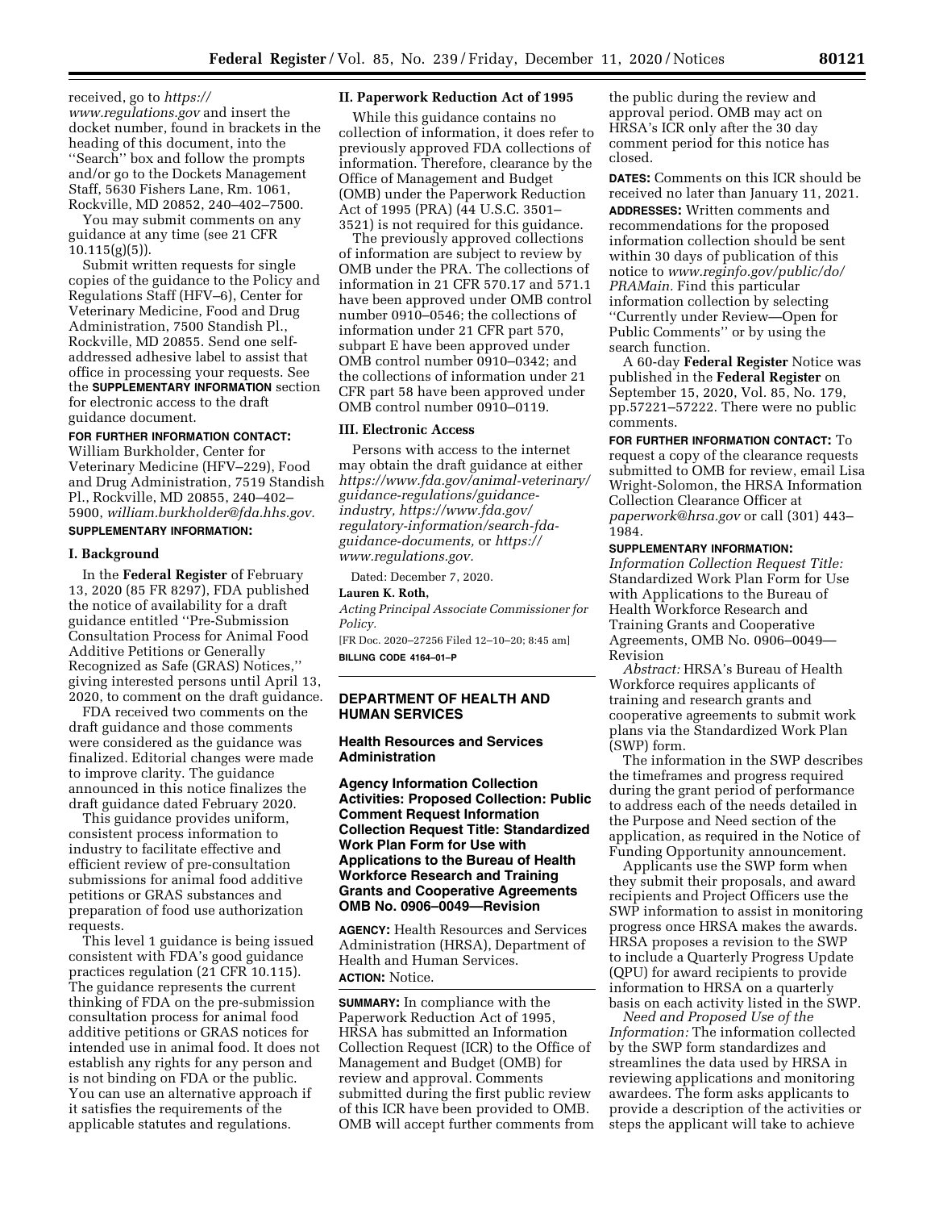received, go to *https://www.regulations.gov* and insert the docket number, found in brackets in the heading of this document, into the ''Search'' box and follow the prompts and/or go to the Dockets Management Staff, 5630 Fishers Lane, Rm. 1061, Rockville, MD 20852, 240–402–7500.

You may submit comments on any guidance at any time (see 21 CFR 10.115(g)(5)).

Submit written requests for single copies of the guidance to the Policy and Regulations Staff (HFV–6), Center for Veterinary Medicine, Food and Drug Administration, 7500 Standish Pl., Rockville, MD 20855. Send one self-addressed adhesive label to assist that office in processing your requests. See the **SUPPLEMENTARY INFORMATION** section for electronic access to the draft guidance document.

**FOR FURTHER INFORMATION CONTACT:** William Burkholder, Center for Veterinary Medicine (HFV–229), Food and Drug Administration, 7519 Standish Pl., Rockville, MD 20855, 240–402–5900, *william.burkholder@fda.hhs.gov.*

**SUPPLEMENTARY INFORMATION:**

## I. Background

In the **Federal Register** of February 13, 2020 (85 FR 8297), FDA published the notice of availability for a draft guidance entitled ''Pre-Submission Consultation Process for Animal Food Additive Petitions or Generally Recognized as Safe (GRAS) Notices,'' giving interested persons until April 13, 2020, to comment on the draft guidance.

FDA received two comments on the draft guidance and those comments were considered as the guidance was finalized. Editorial changes were made to improve clarity. The guidance announced in this notice finalizes the draft guidance dated February 2020.

This guidance provides uniform, consistent process information to industry to facilitate effective and efficient review of pre-consultation submissions for animal food additive petitions or GRAS substances and preparation of food use authorization requests.

This level 1 guidance is being issued consistent with FDA's good guidance practices regulation (21 CFR 10.115). The guidance represents the current thinking of FDA on the pre-submission consultation process for animal food additive petitions or GRAS notices for intended use in animal food. It does not establish any rights for any person and is not binding on FDA or the public. You can use an alternative approach if it satisfies the requirements of the applicable statutes and regulations.

## II. Paperwork Reduction Act of 1995

While this guidance contains no collection of information, it does refer to previously approved FDA collections of information. Therefore, clearance by the Office of Management and Budget (OMB) under the Paperwork Reduction Act of 1995 (PRA) (44 U.S.C. 3501–3521) is not required for this guidance.

The previously approved collections of information are subject to review by OMB under the PRA. The collections of information in 21 CFR 570.17 and 571.1 have been approved under OMB control number 0910–0546; the collections of information under 21 CFR part 570, subpart E have been approved under OMB control number 0910–0342; and the collections of information under 21 CFR part 58 have been approved under OMB control number 0910–0119.

## III. Electronic Access

Persons with access to the internet may obtain the draft guidance at either *https://www.fda.gov/animal-veterinary/guidance-regulations/guidance-industry, https://www.fda.gov/regulatory-information/search-fda-guidance-documents,* or *https://www.regulations.gov.*

Dated: December 7, 2020.

**Lauren K. Roth,**

*Acting Principal Associate Commissioner for Policy.*

[FR Doc. 2020–27256 Filed 12–10–20; 8:45 am]

**BILLING CODE 4164–01–P**

---

# DEPARTMENT OF HEALTH AND HUMAN SERVICES

## Health Resources and Services Administration

### Agency Information Collection Activities: Proposed Collection: Public Comment Request Information Collection Request Title: Standardized Work Plan Form for Use with Applications to the Bureau of Health Workforce Research and Training Grants and Cooperative Agreements OMB No. 0906–0049—Revision

**AGENCY:** Health Resources and Services Administration (HRSA), Department of Health and Human Services.

**ACTION:** Notice.

**SUMMARY:** In compliance with the Paperwork Reduction Act of 1995, HRSA has submitted an Information Collection Request (ICR) to the Office of Management and Budget (OMB) for review and approval. Comments submitted during the first public review of this ICR have been provided to OMB. OMB will accept further comments from the public during the review and approval period. OMB may act on HRSA's ICR only after the 30 day comment period for this notice has closed.

**DATES:** Comments on this ICR should be received no later than January 11, 2021.

**ADDRESSES:** Written comments and recommendations for the proposed information collection should be sent within 30 days of publication of this notice to *www.reginfo.gov/public/do/PRAMain.* Find this particular information collection by selecting ''Currently under Review—Open for Public Comments'' or by using the search function.

A 60-day **Federal Register** Notice was published in the **Federal Register** on September 15, 2020, Vol. 85, No. 179, pp.57221–57222. There were no public comments.

**FOR FURTHER INFORMATION CONTACT:** To request a copy of the clearance requests submitted to OMB for review, email Lisa Wright-Solomon, the HRSA Information Collection Clearance Officer at *paperwork@hrsa.gov* or call (301) 443–1984.

**SUPPLEMENTARY INFORMATION:**

*Information Collection Request Title:* Standardized Work Plan Form for Use with Applications to the Bureau of Health Workforce Research and Training Grants and Cooperative Agreements, OMB No. 0906–0049—Revision

*Abstract:* HRSA's Bureau of Health Workforce requires applicants of training and research grants and cooperative agreements to submit work plans via the Standardized Work Plan (SWP) form.

The information in the SWP describes the timeframes and progress required during the grant period of performance to address each of the needs detailed in the Purpose and Need section of the application, as required in the Notice of Funding Opportunity announcement.

Applicants use the SWP form when they submit their proposals, and award recipients and Project Officers use the SWP information to assist in monitoring progress once HRSA makes the awards. HRSA proposes a revision to the SWP to include a Quarterly Progress Update (QPU) for award recipients to provide information to HRSA on a quarterly basis on each activity listed in the SWP.

*Need and Proposed Use of the Information:* The information collected by the SWP form standardizes and streamlines the data used by HRSA in reviewing applications and monitoring awardees. The form asks applicants to provide a description of the activities or steps the applicant will take to achieve